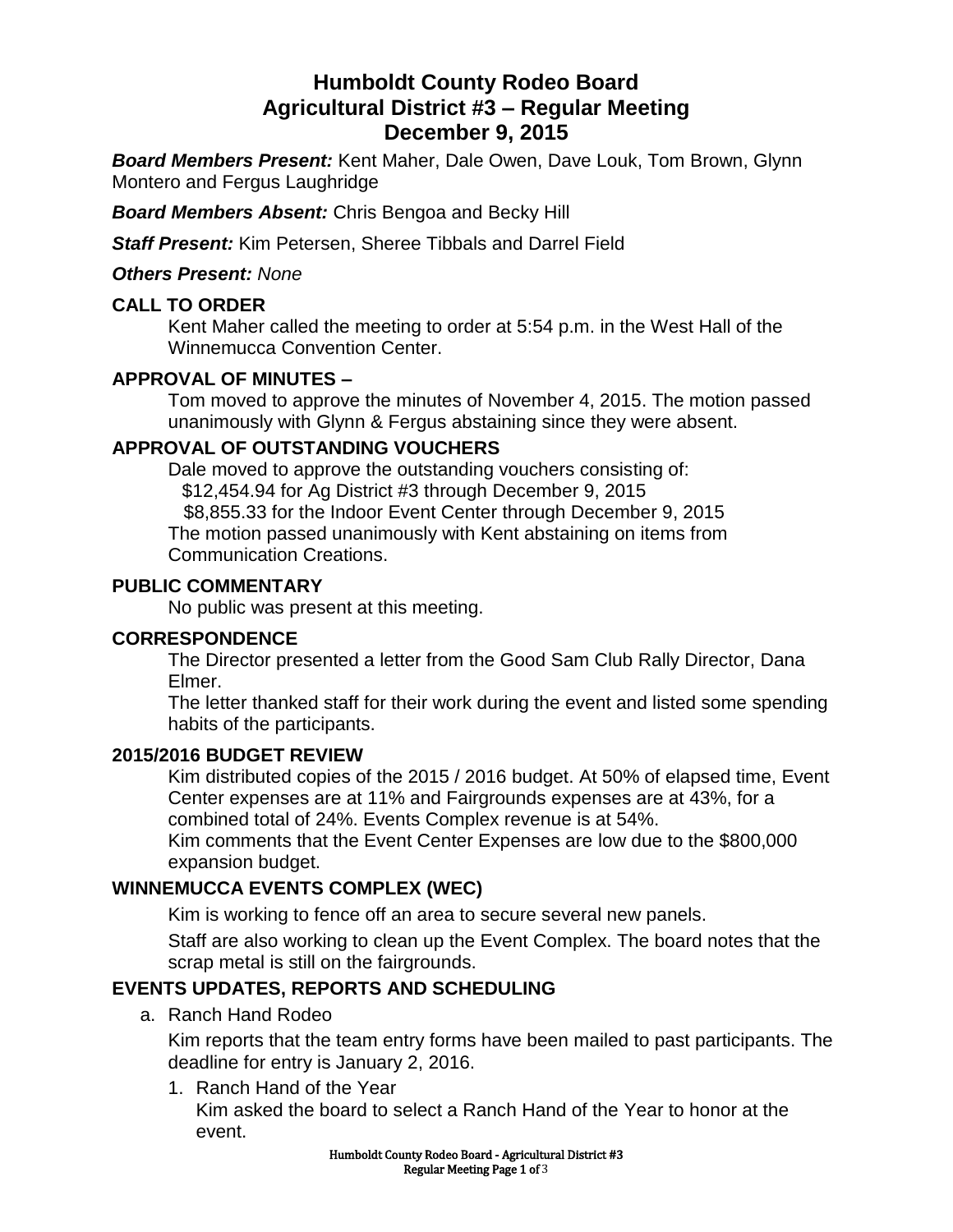# Humboldt County Rodeo Board
# Agricultural District #3 – Regular Meeting
# December 9, 2015

***Board Members Present:*** Kent Maher, Dale Owen, Dave Louk, Tom Brown, Glynn Montero and Fergus Laughridge

***Board Members Absent:*** Chris Bengoa and Becky Hill

***Staff Present:*** Kim Petersen, Sheree Tibbals and Darrel Field

***Others Present:*** *None*

## CALL TO ORDER

Kent Maher called the meeting to order at 5:54 p.m. in the West Hall of the Winnemucca Convention Center.

## APPROVAL OF MINUTES –

Tom moved to approve the minutes of November 4, 2015. The motion passed unanimously with Glynn & Fergus abstaining since they were absent.

## APPROVAL OF OUTSTANDING VOUCHERS

Dale moved to approve the outstanding vouchers consisting of:

$12,454.94 for Ag District #3 through December 9, 2015

$8,855.33 for the Indoor Event Center through December 9, 2015

The motion passed unanimously with Kent abstaining on items from Communication Creations.

## PUBLIC COMMENTARY

No public was present at this meeting.

## CORRESPONDENCE

The Director presented a letter from the Good Sam Club Rally Director, Dana Elmer.

The letter thanked staff for their work during the event and listed some spending habits of the participants.

## 2015/2016 BUDGET REVIEW

Kim distributed copies of the 2015 / 2016 budget. At 50% of elapsed time, Event Center expenses are at 11% and Fairgrounds expenses are at 43%, for a combined total of 24%. Events Complex revenue is at 54%.

Kim comments that the Event Center Expenses are low due to the $800,000 expansion budget.

## WINNEMUCCA EVENTS COMPLEX (WEC)

Kim is working to fence off an area to secure several new panels.

Staff are also working to clean up the Event Complex. The board notes that the scrap metal is still on the fairgrounds.

## EVENTS UPDATES, REPORTS AND SCHEDULING

a. Ranch Hand Rodeo

   Kim reports that the team entry forms have been mailed to past participants. The deadline for entry is January 2, 2016.

   1. Ranch Hand of the Year

      Kim asked the board to select a Ranch Hand of the Year to honor at the event.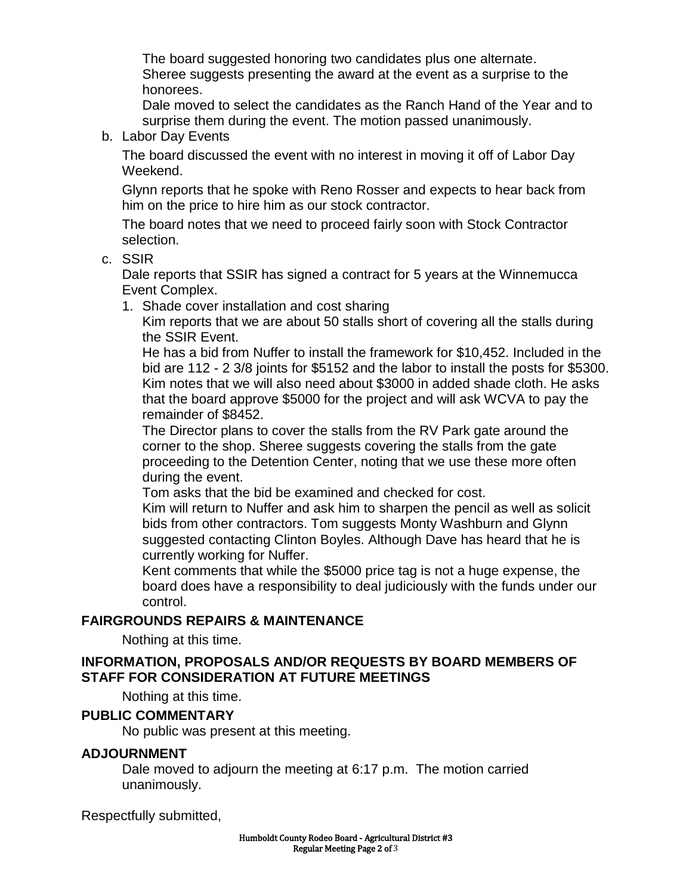The board suggested honoring two candidates plus one alternate.
Sheree suggests presenting the award at the event as a surprise to the honorees.
Dale moved to select the candidates as the Ranch Hand of the Year and to surprise them during the event. The motion passed unanimously.

b. Labor Day Events

   The board discussed the event with no interest in moving it off of Labor Day Weekend.

   Glynn reports that he spoke with Reno Rosser and expects to hear back from him on the price to hire him as our stock contractor.

   The board notes that we need to proceed fairly soon with Stock Contractor selection.

c. SSIR

   Dale reports that SSIR has signed a contract for 5 years at the Winnemucca Event Complex.

   1. Shade cover installation and cost sharing

      Kim reports that we are about 50 stalls short of covering all the stalls during the SSIR Event.
      He has a bid from Nuffer to install the framework for $10,452. Included in the bid are 112 - 2 3/8 joints for $5152 and the labor to install the posts for $5300.
      Kim notes that we will also need about $3000 in added shade cloth. He asks that the board approve $5000 for the project and will ask WCVA to pay the remainder of $8452.
      The Director plans to cover the stalls from the RV Park gate around the corner to the shop. Sheree suggests covering the stalls from the gate proceeding to the Detention Center, noting that we use these more often during the event.
      Tom asks that the bid be examined and checked for cost.
      Kim will return to Nuffer and ask him to sharpen the pencil as well as solicit bids from other contractors. Tom suggests Monty Washburn and Glynn suggested contacting Clinton Boyles. Although Dave has heard that he is currently working for Nuffer.
      Kent comments that while the $5000 price tag is not a huge expense, the board does have a responsibility to deal judiciously with the funds under our control.

**FAIRGROUNDS REPAIRS & MAINTENANCE**

Nothing at this time.

**INFORMATION, PROPOSALS AND/OR REQUESTS BY BOARD MEMBERS OF STAFF FOR CONSIDERATION AT FUTURE MEETINGS**

Nothing at this time.

**PUBLIC COMMENTARY**

No public was present at this meeting.

**ADJOURNMENT**

Dale moved to adjourn the meeting at 6:17 p.m. The motion carried unanimously.

Respectfully submitted,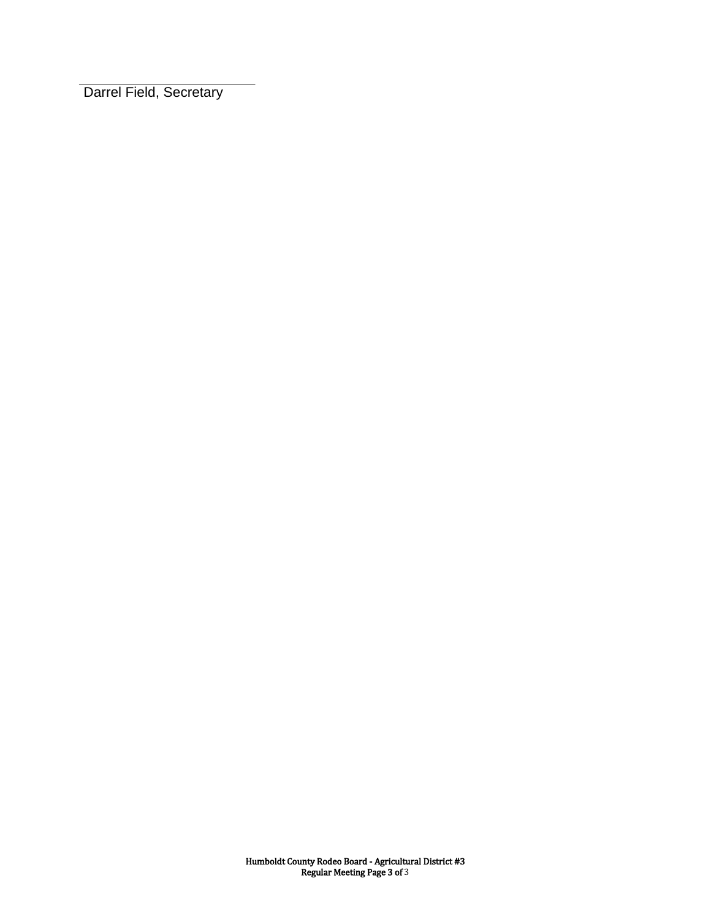______________________________
Darrel Field, Secretary